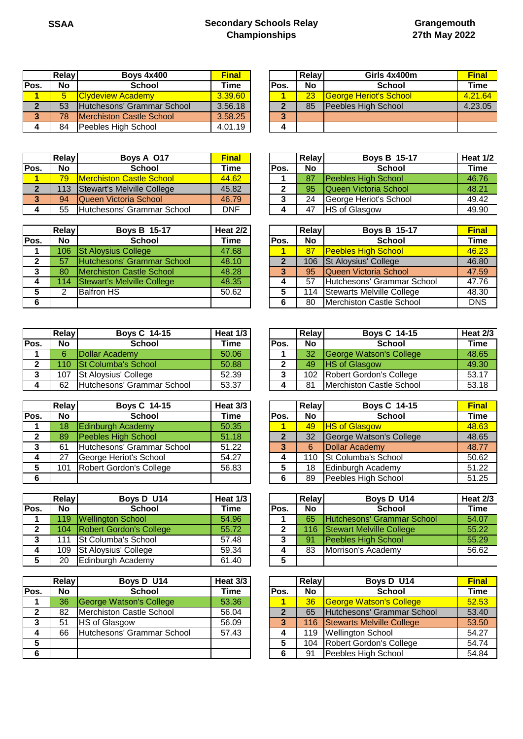**SSAA**

**Secondary Schools Relay Championships**

**Grangemouth 27th May 2022**

| Pos. | Relay No | Boys 4x400 School | Final Time |
|---|---|---|---|
| 1 | 5 | Clydeview Academy | 3.39.60 |
| 2 | 53 | Hutchesons' Grammar School | 3.56.18 |
| 3 | 78 | Merchiston Castle School | 3.58.25 |
| 4 | 84 | Peebles High School | 4.01.19 |

| Pos. | Relay No | Girls 4x400m School | Final Time |
|---|---|---|---|
| 1 | 23 | George Heriot's School | 4.21.64 |
| 2 | 85 | Peebles High School | 4.23.05 |
| 3 | | | |
| 4 | | | |

| Pos. | Relay No | Boys A O17 School | Final Time |
|---|---|---|---|
| 1 | 79 | Merchiston Castle School | 44.62 |
| 2 | 113 | Stewart's Melville College | 45.82 |
| 3 | 94 | Queen Victoria School | 46.79 |
| 4 | 55 | Hutchesons' Grammar School | DNF |

| Pos. | Relay No | Boys B 15-17 School | Heat 1/2 Time |
|---|---|---|---|
| 1 | 87 | Peebles High School | 46.76 |
| 2 | 95 | Queen Victoria School | 48.21 |
| 3 | 24 | George Heriot's School | 49.42 |
| 4 | 47 | HS of Glasgow | 49.90 |

| Pos. | Relay No | Boys B 15-17 School | Heat 2/2 Time |
|---|---|---|---|
| 1 | 106 | St Aloysius College | 47.68 |
| 2 | 57 | Hutchesons' Grammar School | 48.10 |
| 3 | 80 | Merchiston Castle School | 48.28 |
| 4 | 114 | Stewart's Melville College | 48.35 |
| 5 | 2 | Balfron HS | 50.62 |
| 6 | | | |

| Pos. | Relay No | Boys B 15-17 School | Final Time |
|---|---|---|---|
| 1 | 87 | Peebles High School | 46.23 |
| 2 | 106 | St Aloysius' College | 46.80 |
| 3 | 95 | Queen Victoria School | 47.59 |
| 4 | 57 | Hutchesons' Grammar School | 47.76 |
| 5 | 114 | Stewarts Melville College | 48.30 |
| 6 | 80 | Merchiston Castle School | DNS |

| Pos. | Relay No | Boys C 14-15 School | Heat 1/3 Time |
|---|---|---|---|
| 1 | 6 | Dollar Academy | 50.06 |
| 2 | 110 | St Columba's School | 50.88 |
| 3 | 107 | St Aloysius' College | 52.39 |
| 4 | 62 | Hutchesons' Grammar School | 53.37 |

| Pos. | Relay No | Boys C 14-15 School | Heat 2/3 Time |
|---|---|---|---|
| 1 | 32 | George Watson's College | 48.65 |
| 2 | 49 | HS of Glasgow | 49.30 |
| 3 | 102 | Robert Gordon's College | 53.17 |
| 4 | 81 | Merchiston Castle School | 53.18 |

| Pos. | Relay No | Boys C 14-15 School | Heat 3/3 Time |
|---|---|---|---|
| 1 | 18 | Edinburgh Academy | 50.35 |
| 2 | 89 | Peebles High School | 51.18 |
| 3 | 61 | Hutchesons' Grammar School | 51.22 |
| 4 | 27 | George Heriot's School | 54.27 |
| 5 | 101 | Robert Gordon's College | 56.83 |
| 6 | | | |

| Pos. | Relay No | Boys C 14-15 School | Final Time |
|---|---|---|---|
| 1 | 49 | HS of Glasgow | 48.63 |
| 2 | 32 | George Watson's College | 48.65 |
| 3 | 6 | Dollar Academy | 48.77 |
| 4 | 110 | St Columba's School | 50.62 |
| 5 | 18 | Edinburgh Academy | 51.22 |
| 6 | 89 | Peebles High School | 51.25 |

| Pos. | Relay No | Boys D U14 School | Heat 1/3 Time |
|---|---|---|---|
| 1 | 119 | Wellington School | 54.96 |
| 2 | 104 | Robert Gordon's College | 55.72 |
| 3 | 111 | St Columba's School | 57.48 |
| 4 | 109 | St Aloysius' College | 59.34 |
| 5 | 20 | Edinburgh Academy | 61.40 |

| Pos. | Relay No | Boys D U14 School | Heat 2/3 Time |
|---|---|---|---|
| 1 | 65 | Hutchesons' Grammar School | 54.07 |
| 2 | 116 | Stewart Melville College | 55.22 |
| 3 | 91 | Peebles High School | 55.29 |
| 4 | 83 | Morrison's Academy | 56.62 |
| 5 | | | |

| Pos. | Relay No | Boys D U14 School | Heat 3/3 Time |
|---|---|---|---|
| 1 | 36 | George Watson's College | 53.36 |
| 2 | 82 | Merchiston Castle School | 56.04 |
| 3 | 51 | HS of Glasgow | 56.09 |
| 4 | 66 | Hutchesons' Grammar School | 57.43 |
| 5 | | | |
| 6 | | | |

| Pos. | Relay No | Boys D U14 School | Final Time |
|---|---|---|---|
| 1 | 36 | George Watson's College | 52.53 |
| 2 | 65 | Hutchesons' Grammar School | 53.40 |
| 3 | 116 | Stewarts Melville College | 53.50 |
| 4 | 119 | Wellington School | 54.27 |
| 5 | 104 | Robert Gordon's College | 54.74 |
| 6 | 91 | Peebles High School | 54.84 |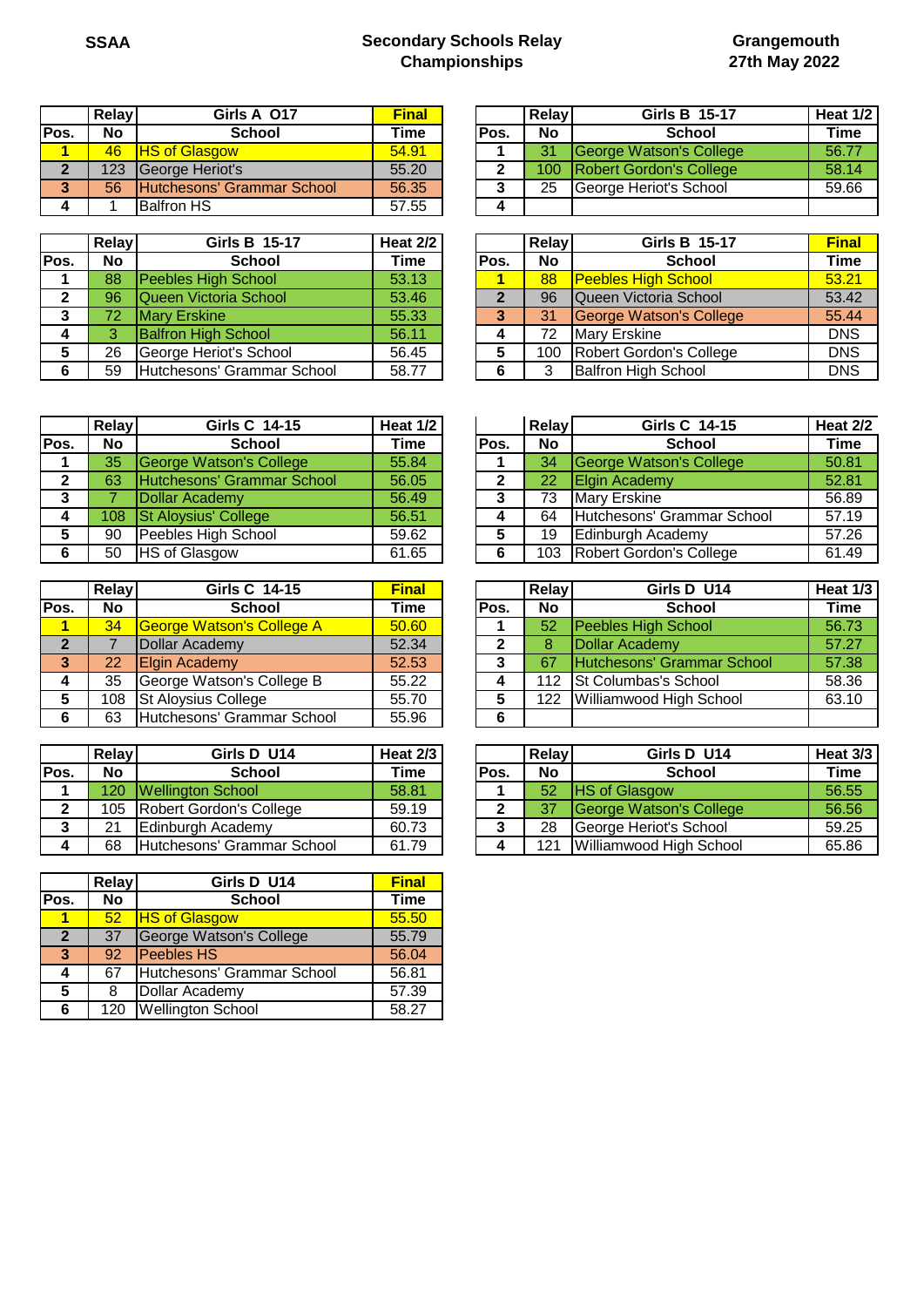**SSAA** | **Secondary Schools Relay Championships** | **Grangemouth 27th May 2022**

| Pos. | Relay No | Girls A O17 School | Final Time |
|---|---|---|---|
| 1 | 46 | HS of Glasgow | 54.91 |
| 2 | 123 | George Heriot's | 55.20 |
| 3 | 56 | Hutchesons' Grammar School | 56.35 |
| 4 | 1 | Balfron HS | 57.55 |

| Pos. | Relay No | Girls B 15-17 School | Heat 1/2 Time |
|---|---|---|---|
| 1 | 31 | George Watson's College | 56.77 |
| 2 | 100 | Robert Gordon's College | 58.14 |
| 3 | 25 | George Heriot's School | 59.66 |
| 4 | | | |

| Pos. | Relay No | Girls B 15-17 School | Heat 2/2 Time |
|---|---|---|---|
| 1 | 88 | Peebles High School | 53.13 |
| 2 | 96 | Queen Victoria School | 53.46 |
| 3 | 72 | Mary Erskine | 55.33 |
| 4 | 3 | Balfron High School | 56.11 |
| 5 | 26 | George Heriot's School | 56.45 |
| 6 | 59 | Hutchesons' Grammar School | 58.77 |

| Pos. | Relay No | Girls B 15-17 School | Final Time |
|---|---|---|---|
| 1 | 88 | Peebles High School | 53.21 |
| 2 | 96 | Queen Victoria School | 53.42 |
| 3 | 31 | George Watson's College | 55.44 |
| 4 | 72 | Mary Erskine | DNS |
| 5 | 100 | Robert Gordon's College | DNS |
| 6 | 3 | Balfron High School | DNS |

| Pos. | Relay No | Girls C 14-15 School | Heat 1/2 Time |
|---|---|---|---|
| 1 | 35 | George Watson's College | 55.84 |
| 2 | 63 | Hutchesons' Grammar School | 56.05 |
| 3 | 7 | Dollar Academy | 56.49 |
| 4 | 108 | St Aloysius' College | 56.51 |
| 5 | 90 | Peebles High School | 59.62 |
| 6 | 50 | HS of Glasgow | 61.65 |

| Pos. | Relay No | Girls C 14-15 School | Heat 2/2 Time |
|---|---|---|---|
| 1 | 34 | George Watson's College | 50.81 |
| 2 | 22 | Elgin Academy | 52.81 |
| 3 | 73 | Mary Erskine | 56.89 |
| 4 | 64 | Hutchesons' Grammar School | 57.19 |
| 5 | 19 | Edinburgh Academy | 57.26 |
| 6 | 103 | Robert Gordon's College | 61.49 |

| Pos. | Relay No | Girls C 14-15 School | Final Time |
|---|---|---|---|
| 1 | 34 | George Watson's College A | 50.60 |
| 2 | 7 | Dollar Academy | 52.34 |
| 3 | 22 | Elgin Academy | 52.53 |
| 4 | 35 | George Watson's College B | 55.22 |
| 5 | 108 | St Aloysius College | 55.70 |
| 6 | 63 | Hutchesons' Grammar School | 55.96 |

| Pos. | Relay No | Girls D U14 School | Heat 1/3 Time |
|---|---|---|---|
| 1 | 52 | Peebles High School | 56.73 |
| 2 | 8 | Dollar Academy | 57.27 |
| 3 | 67 | Hutchesons' Grammar School | 57.38 |
| 4 | 112 | St Columbas's School | 58.36 |
| 5 | 122 | Williamwood High School | 63.10 |
| 6 | | | |

| Pos. | Relay No | Girls D U14 School | Heat 2/3 Time |
|---|---|---|---|
| 1 | 120 | Wellington School | 58.81 |
| 2 | 105 | Robert Gordon's College | 59.19 |
| 3 | 21 | Edinburgh Academy | 60.73 |
| 4 | 68 | Hutchesons' Grammar School | 61.79 |

| Pos. | Relay No | Girls D U14 School | Heat 3/3 Time |
|---|---|---|---|
| 1 | 52 | HS of Glasgow | 56.55 |
| 2 | 37 | George Watson's College | 56.56 |
| 3 | 28 | George Heriot's School | 59.25 |
| 4 | 121 | Williamwood High School | 65.86 |

| Pos. | Relay No | Girls D U14 School | Final Time |
|---|---|---|---|
| 1 | 52 | HS of Glasgow | 55.50 |
| 2 | 37 | George Watson's College | 55.79 |
| 3 | 92 | Peebles HS | 56.04 |
| 4 | 67 | Hutchesons' Grammar School | 56.81 |
| 5 | 8 | Dollar Academy | 57.39 |
| 6 | 120 | Wellington School | 58.27 |